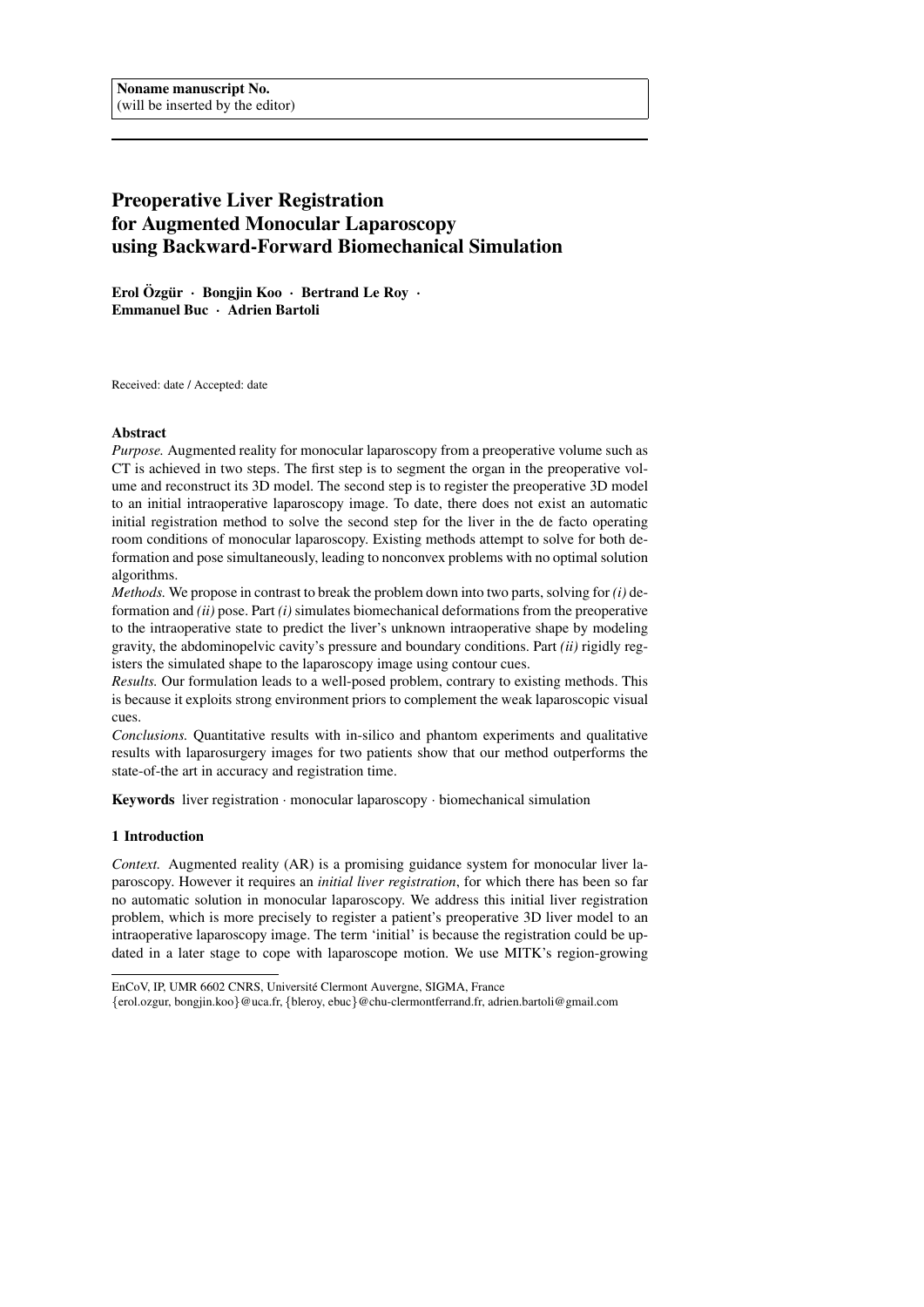**Noname manuscript No.**
(will be inserted by the editor)

# Preoperative Liver Registration for Augmented Monocular Laparoscopy using Backward-Forward Biomechanical Simulation

**Erol Özgür · Bongjin Koo · Bertrand Le Roy · Emmanuel Buc · Adrien Bartoli**

Received: date / Accepted: date

**Abstract**

*Purpose.* Augmented reality for monocular laparoscopy from a preoperative volume such as CT is achieved in two steps. The first step is to segment the organ in the preoperative volume and reconstruct its 3D model. The second step is to register the preoperative 3D model to an initial intraoperative laparoscopy image. To date, there does not exist an automatic initial registration method to solve the second step for the liver in the de facto operating room conditions of monocular laparoscopy. Existing methods attempt to solve for both deformation and pose simultaneously, leading to nonconvex problems with no optimal solution algorithms.

*Methods.* We propose in contrast to break the problem down into two parts, solving for *(i)* deformation and *(ii)* pose. Part *(i)* simulates biomechanical deformations from the preoperative to the intraoperative state to predict the liver's unknown intraoperative shape by modeling gravity, the abdominopelvic cavity's pressure and boundary conditions. Part *(ii)* rigidly registers the simulated shape to the laparoscopy image using contour cues.

*Results.* Our formulation leads to a well-posed problem, contrary to existing methods. This is because it exploits strong environment priors to complement the weak laparoscopic visual cues.

*Conclusions.* Quantitative results with in-silico and phantom experiments and qualitative results with laparosurgery images for two patients show that our method outperforms the state-of-the art in accuracy and registration time.

**Keywords** liver registration · monocular laparoscopy · biomechanical simulation

## 1 Introduction

*Context.* Augmented reality (AR) is a promising guidance system for monocular liver laparoscopy. However it requires an *initial liver registration*, for which there has been so far no automatic solution in monocular laparoscopy. We address this initial liver registration problem, which is more precisely to register a patient's preoperative 3D liver model to an intraoperative laparoscopy image. The term 'initial' is because the registration could be updated in a later stage to cope with laparoscope motion. We use MITK's region-growing

---

EnCoV, IP, UMR 6602 CNRS, Université Clermont Auvergne, SIGMA, France
{erol.ozgur, bongjin.koo}@uca.fr, {bleroy, ebuc}@chu-clermontferrand.fr, adrien.bartoli@gmail.com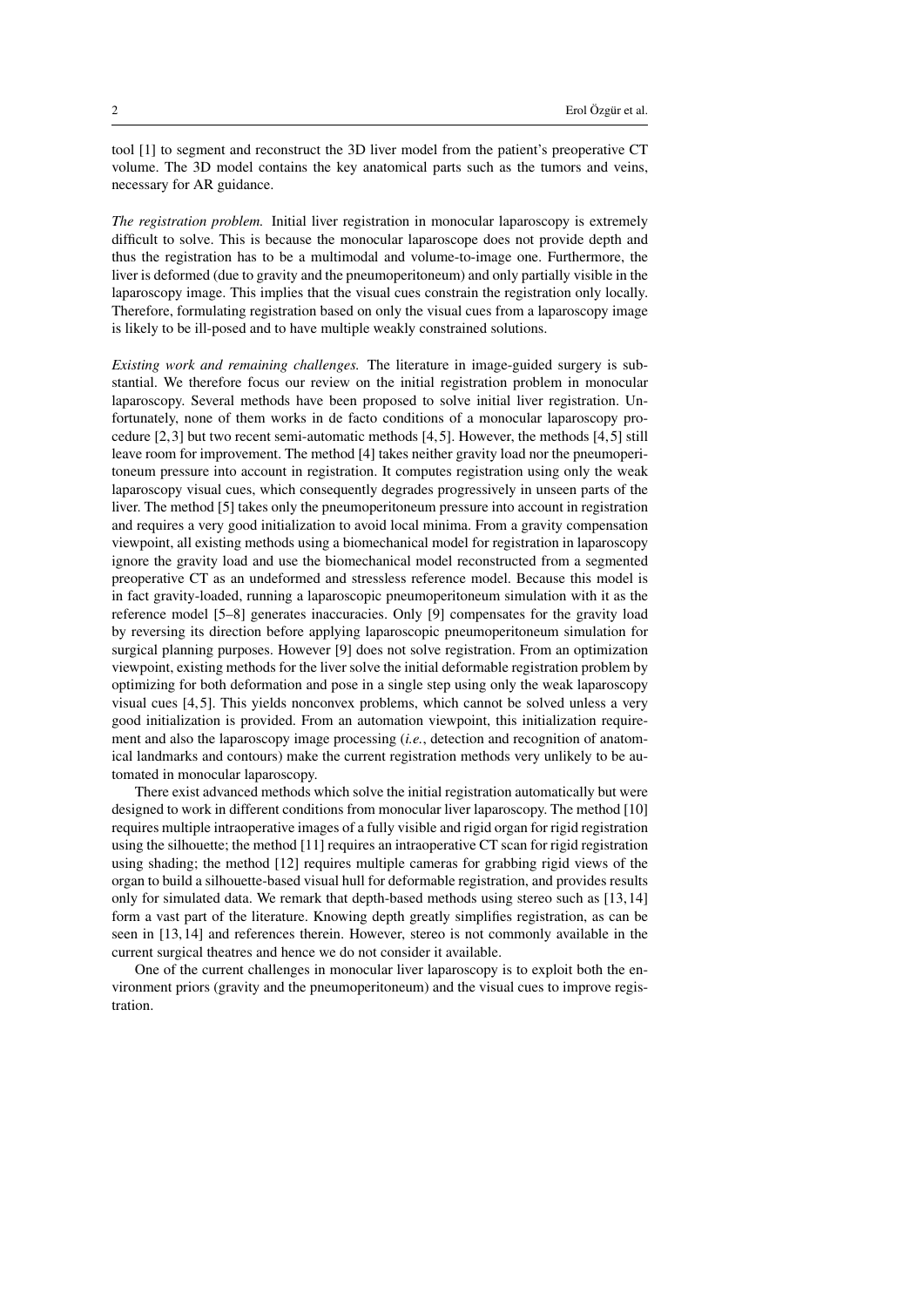tool [1] to segment and reconstruct the 3D liver model from the patient's preoperative CT volume. The 3D model contains the key anatomical parts such as the tumors and veins, necessary for AR guidance.

*The registration problem.* Initial liver registration in monocular laparoscopy is extremely difficult to solve. This is because the monocular laparoscope does not provide depth and thus the registration has to be a multimodal and volume-to-image one. Furthermore, the liver is deformed (due to gravity and the pneumoperitoneum) and only partially visible in the laparoscopy image. This implies that the visual cues constrain the registration only locally. Therefore, formulating registration based on only the visual cues from a laparoscopy image is likely to be ill-posed and to have multiple weakly constrained solutions.

*Existing work and remaining challenges.* The literature in image-guided surgery is substantial. We therefore focus our review on the initial registration problem in monocular laparoscopy. Several methods have been proposed to solve initial liver registration. Unfortunately, none of them works in de facto conditions of a monocular laparoscopy procedure [2,3] but two recent semi-automatic methods [4,5]. However, the methods [4,5] still leave room for improvement. The method [4] takes neither gravity load nor the pneumoperitoneum pressure into account in registration. It computes registration using only the weak laparoscopy visual cues, which consequently degrades progressively in unseen parts of the liver. The method [5] takes only the pneumoperitoneum pressure into account in registration and requires a very good initialization to avoid local minima. From a gravity compensation viewpoint, all existing methods using a biomechanical model for registration in laparoscopy ignore the gravity load and use the biomechanical model reconstructed from a segmented preoperative CT as an undeformed and stressless reference model. Because this model is in fact gravity-loaded, running a laparoscopic pneumoperitoneum simulation with it as the reference model [5–8] generates inaccuracies. Only [9] compensates for the gravity load by reversing its direction before applying laparoscopic pneumoperitoneum simulation for surgical planning purposes. However [9] does not solve registration. From an optimization viewpoint, existing methods for the liver solve the initial deformable registration problem by optimizing for both deformation and pose in a single step using only the weak laparoscopy visual cues [4,5]. This yields nonconvex problems, which cannot be solved unless a very good initialization is provided. From an automation viewpoint, this initialization requirement and also the laparoscopy image processing (*i.e.*, detection and recognition of anatomical landmarks and contours) make the current registration methods very unlikely to be automated in monocular laparoscopy.

There exist advanced methods which solve the initial registration automatically but were designed to work in different conditions from monocular liver laparoscopy. The method [10] requires multiple intraoperative images of a fully visible and rigid organ for rigid registration using the silhouette; the method [11] requires an intraoperative CT scan for rigid registration using shading; the method [12] requires multiple cameras for grabbing rigid views of the organ to build a silhouette-based visual hull for deformable registration, and provides results only for simulated data. We remark that depth-based methods using stereo such as [13,14] form a vast part of the literature. Knowing depth greatly simplifies registration, as can be seen in [13,14] and references therein. However, stereo is not commonly available in the current surgical theatres and hence we do not consider it available.

One of the current challenges in monocular liver laparoscopy is to exploit both the environment priors (gravity and the pneumoperitoneum) and the visual cues to improve registration.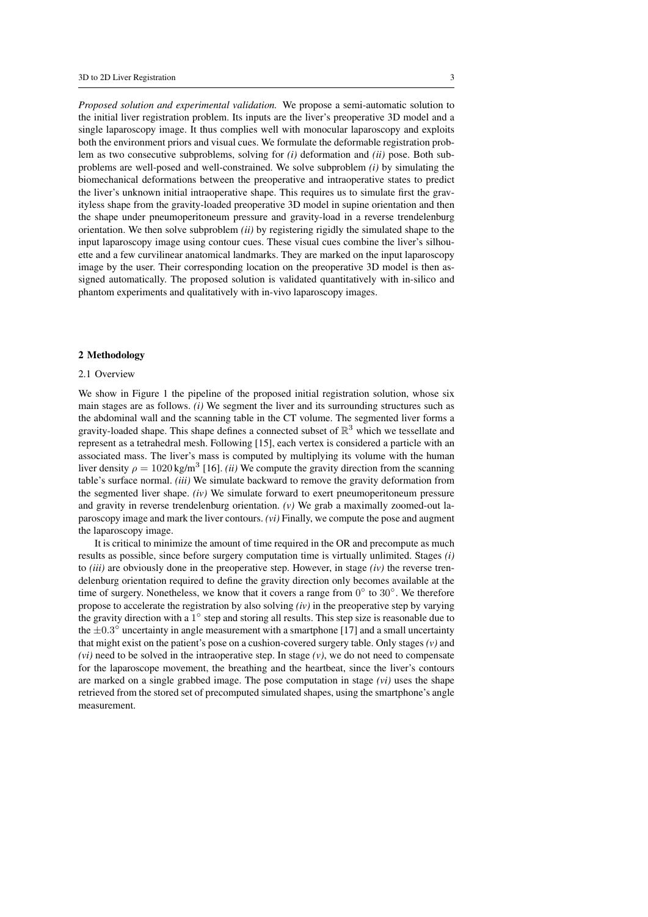*Proposed solution and experimental validation.* We propose a semi-automatic solution to the initial liver registration problem. Its inputs are the liver's preoperative 3D model and a single laparoscopy image. It thus complies well with monocular laparoscopy and exploits both the environment priors and visual cues. We formulate the deformable registration problem as two consecutive subproblems, solving for *(i)* deformation and *(ii)* pose. Both subproblems are well-posed and well-constrained. We solve subproblem *(i)* by simulating the biomechanical deformations between the preoperative and intraoperative states to predict the liver's unknown initial intraoperative shape. This requires us to simulate first the gravityless shape from the gravity-loaded preoperative 3D model in supine orientation and then the shape under pneumoperitoneum pressure and gravity-load in a reverse trendelenburg orientation. We then solve subproblem *(ii)* by registering rigidly the simulated shape to the input laparoscopy image using contour cues. These visual cues combine the liver's silhouette and a few curvilinear anatomical landmarks. They are marked on the input laparoscopy image by the user. Their corresponding location on the preoperative 3D model is then assigned automatically. The proposed solution is validated quantitatively with in-silico and phantom experiments and qualitatively with in-vivo laparoscopy images.

## 2 Methodology

### 2.1 Overview

We show in Figure 1 the pipeline of the proposed initial registration solution, whose six main stages are as follows. *(i)* We segment the liver and its surrounding structures such as the abdominal wall and the scanning table in the CT volume. The segmented liver forms a gravity-loaded shape. This shape defines a connected subset of $\mathbb{R}^3$ which we tessellate and represent as a tetrahedral mesh. Following [15], each vertex is considered a particle with an associated mass. The liver's mass is computed by multiplying its volume with the human liver density $\rho = 1020\,\text{kg/m}^3$ [16]. *(ii)* We compute the gravity direction from the scanning table's surface normal. *(iii)* We simulate backward to remove the gravity deformation from the segmented liver shape. *(iv)* We simulate forward to exert pneumoperitoneum pressure and gravity in reverse trendelenburg orientation. *(v)* We grab a maximally zoomed-out laparoscopy image and mark the liver contours. *(vi)* Finally, we compute the pose and augment the laparoscopy image.

It is critical to minimize the amount of time required in the OR and precompute as much results as possible, since before surgery computation time is virtually unlimited. Stages *(i)* to *(iii)* are obviously done in the preoperative step. However, in stage *(iv)* the reverse trendelenburg orientation required to define the gravity direction only becomes available at the time of surgery. Nonetheless, we know that it covers a range from $0^\circ$ to $30^\circ$. We therefore propose to accelerate the registration by also solving *(iv)* in the preoperative step by varying the gravity direction with a $1^\circ$ step and storing all results. This step size is reasonable due to the $\pm 0.3^\circ$ uncertainty in angle measurement with a smartphone [17] and a small uncertainty that might exist on the patient's pose on a cushion-covered surgery table. Only stages *(v)* and *(vi)* need to be solved in the intraoperative step. In stage *(v)*, we do not need to compensate for the laparoscope movement, the breathing and the heartbeat, since the liver's contours are marked on a single grabbed image. The pose computation in stage *(vi)* uses the shape retrieved from the stored set of precomputed simulated shapes, using the smartphone's angle measurement.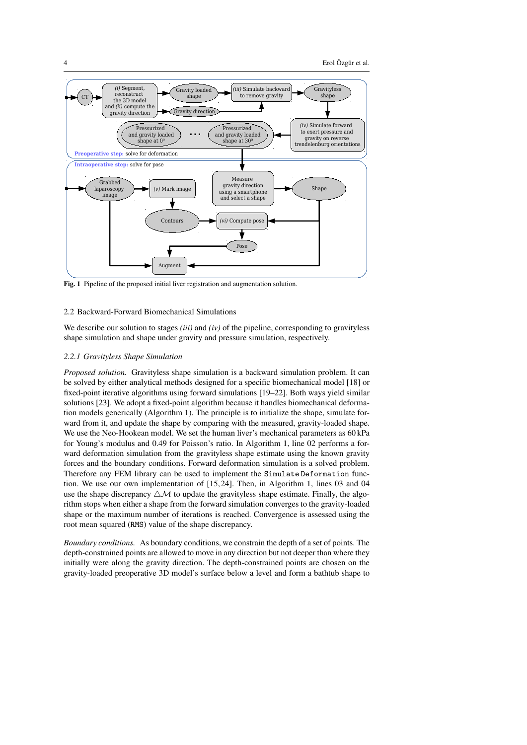Fig. 1 Pipeline of the proposed initial liver registration and augmentation solution.

### 2.2 Backward-Forward Biomechanical Simulations

We describe our solution to stages *(iii)* and *(iv)* of the pipeline, corresponding to gravityless shape simulation and shape under gravity and pressure simulation, respectively.

#### *2.2.1 Gravityless Shape Simulation*

*Proposed solution.* Gravityless shape simulation is a backward simulation problem. It can be solved by either analytical methods designed for a specific biomechanical model [18] or fixed-point iterative algorithms using forward simulations [19–22]. Both ways yield similar solutions [23]. We adopt a fixed-point algorithm because it handles biomechanical deformation models generically (Algorithm 1). The principle is to initialize the shape, simulate forward from it, and update the shape by comparing with the measured, gravity-loaded shape. We use the Neo-Hookean model. We set the human liver's mechanical parameters as 60 kPa for Young's modulus and 0.49 for Poisson's ratio. In Algorithm 1, line 02 performs a forward deformation simulation from the gravityless shape estimate using the known gravity forces and the boundary conditions. Forward deformation simulation is a solved problem. Therefore any FEM library can be used to implement the `Simulate Deformation` function. We use our own implementation of [15,24]. Then, in Algorithm 1, lines 03 and 04 use the shape discrepancy $\triangle\mathcal{M}$ to update the gravityless shape estimate. Finally, the algorithm stops when either a shape from the forward simulation converges to the gravity-loaded shape or the maximum number of iterations is reached. Convergence is assessed using the root mean squared (`RMS`) value of the shape discrepancy.

*Boundary conditions.* As boundary conditions, we constrain the depth of a set of points. The depth-constrained points are allowed to move in any direction but not deeper than where they initially were along the gravity direction. The depth-constrained points are chosen on the gravity-loaded preoperative 3D model's surface below a level and form a bathtub shape to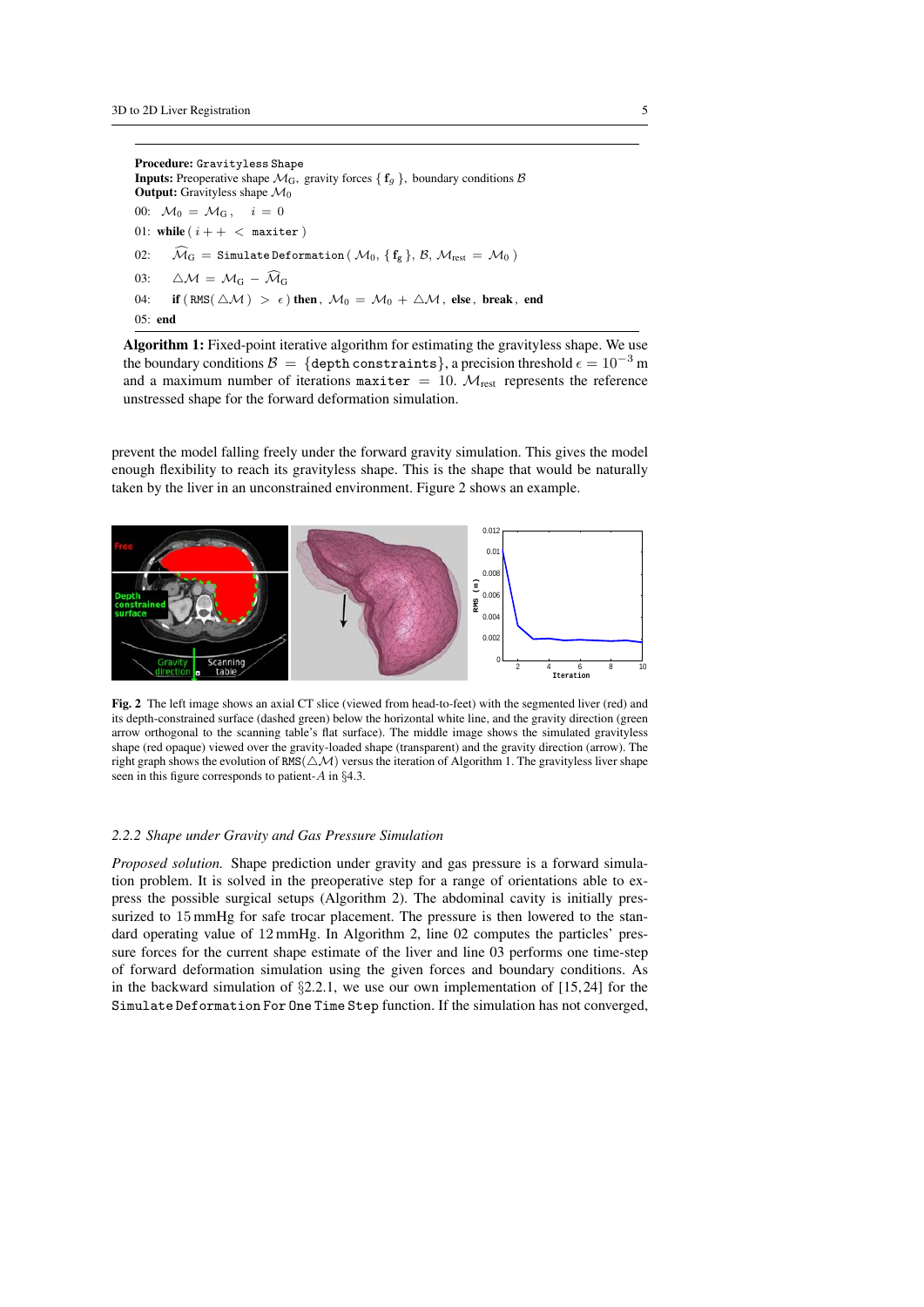**Procedure:** `Gravityless Shape`
**Inputs:** Preoperative shape $\mathcal{M}_{\mathrm{G}}$, gravity forces $\{\mathbf{f}_g\}$, boundary conditions $\mathcal{B}$
**Output:** Gravityless shape $\mathcal{M}_0$

00: $\mathcal{M}_0 = \mathcal{M}_{\mathrm{G}}, \quad i = 0$

01: **while** ( $i++ < \texttt{maxiter}$ )

02: $\quad \widehat{\mathcal{M}}_{\mathrm{G}} = \texttt{Simulate Deformation}(\mathcal{M}_0, \{\mathbf{f}_g\}, \mathcal{B}, \mathcal{M}_{\mathrm{rest}} = \mathcal{M}_0)$

03: $\quad \triangle\mathcal{M} = \mathcal{M}_{\mathrm{G}} - \widehat{\mathcal{M}}_{\mathrm{G}}$

04: $\quad$ **if** ( $\texttt{RMS}(\triangle\mathcal{M}) > \epsilon$ ) **then**, $\mathcal{M}_0 = \mathcal{M}_0 + \triangle\mathcal{M}$, **else**, **break**, **end**

05: **end**

**Algorithm 1:** Fixed-point iterative algorithm for estimating the gravityless shape. We use the boundary conditions $\mathcal{B} = \{\texttt{depth constraints}\}$, a precision threshold $\epsilon = 10^{-3}$ m and a maximum number of iterations $\texttt{maxiter} = 10$. $\mathcal{M}_{\mathrm{rest}}$ represents the reference unstressed shape for the forward deformation simulation.

prevent the model falling freely under the forward gravity simulation. This gives the model enough flexibility to reach its gravityless shape. This is the shape that would be naturally taken by the liver in an unconstrained environment. Figure 2 shows an example.

**Fig. 2** The left image shows an axial CT slice (viewed from head-to-feet) with the segmented liver (red) and its depth-constrained surface (dashed green) below the horizontal white line, and the gravity direction (green arrow orthogonal to the scanning table's flat surface). The middle image shows the simulated gravityless shape (red opaque) viewed over the gravity-loaded shape (transparent) and the gravity direction (arrow). The right graph shows the evolution of $\texttt{RMS}(\triangle\mathcal{M})$ versus the iteration of Algorithm 1. The gravityless liver shape seen in this figure corresponds to patient-$A$ in §4.3.

### 2.2.2 Shape under Gravity and Gas Pressure Simulation

*Proposed solution.* Shape prediction under gravity and gas pressure is a forward simulation problem. It is solved in the preoperative step for a range of orientations able to express the possible surgical setups (Algorithm 2). The abdominal cavity is initially pressurized to 15 mmHg for safe trocar placement. The pressure is then lowered to the standard operating value of 12 mmHg. In Algorithm 2, line 02 computes the particles' pressure forces for the current shape estimate of the liver and line 03 performs one time-step of forward deformation simulation using the given forces and boundary conditions. As in the backward simulation of §2.2.1, we use our own implementation of [15,24] for the `Simulate Deformation For One Time Step` function. If the simulation has not converged,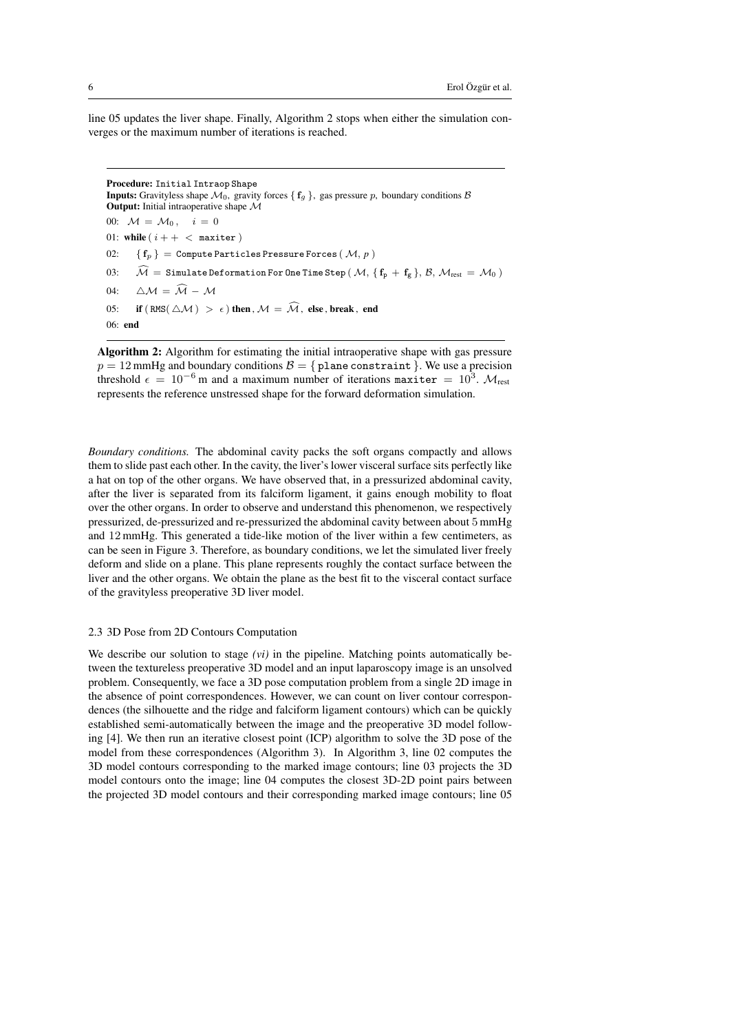line 05 updates the liver shape. Finally, Algorithm 2 stops when either the simulation converges or the maximum number of iterations is reached.

---

**Procedure:** `Initial Intraop Shape`
**Inputs:** Gravityless shape $\mathcal{M}_0$, gravity forces $\{ \mathbf{f}_g \}$, gas pressure $p$, boundary conditions $\mathcal{B}$
**Output:** Initial intraoperative shape $\mathcal{M}$

00: $\mathcal{M} = \mathcal{M}_0, \quad i = 0$
01: **while** ( $i++ <$ `maxiter` )
02: $\quad \{ \mathbf{f}_p \} =$ `Compute Particles Pressure Forces` ( $\mathcal{M}, p$ )
03: $\quad \widehat{\mathcal{M}} =$ `Simulate Deformation For One Time Step` ( $\mathcal{M}, \{ \mathbf{f}_p + \mathbf{f}_g \}, \mathcal{B}, \mathcal{M}_{\text{rest}} = \mathcal{M}_0$ )
04: $\quad \triangle\mathcal{M} = \widehat{\mathcal{M}} - \mathcal{M}$
05: $\quad$ **if** ( `RMS`( $\triangle\mathcal{M}$ ) $> \epsilon$ ) **then**, $\mathcal{M} = \widehat{\mathcal{M}}$, **else**, **break**, **end**
06: **end**

---

**Algorithm 2:** Algorithm for estimating the initial intraoperative shape with gas pressure $p = 12$ mmHg and boundary conditions $\mathcal{B} = \{$ `plane constraint` $\}$. We use a precision threshold $\epsilon = 10^{-6}$ m and a maximum number of iterations `maxiter` $= 10^3$. $\mathcal{M}_{\text{rest}}$ represents the reference unstressed shape for the forward deformation simulation.

*Boundary conditions.* The abdominal cavity packs the soft organs compactly and allows them to slide past each other. In the cavity, the liver's lower visceral surface sits perfectly like a hat on top of the other organs. We have observed that, in a pressurized abdominal cavity, after the liver is separated from its falciform ligament, it gains enough mobility to float over the other organs. In order to observe and understand this phenomenon, we respectively pressurized, de-pressurized and re-pressurized the abdominal cavity between about 5 mmHg and 12 mmHg. This generated a tide-like motion of the liver within a few centimeters, as can be seen in Figure 3. Therefore, as boundary conditions, we let the simulated liver freely deform and slide on a plane. This plane represents roughly the contact surface between the liver and the other organs. We obtain the plane as the best fit to the visceral contact surface of the gravityless preoperative 3D liver model.

### 2.3 3D Pose from 2D Contours Computation

We describe our solution to stage *(vi)* in the pipeline. Matching points automatically between the textureless preoperative 3D model and an input laparoscopy image is an unsolved problem. Consequently, we face a 3D pose computation problem from a single 2D image in the absence of point correspondences. However, we can count on liver contour correspondences (the silhouette and the ridge and falciform ligament contours) which can be quickly established semi-automatically between the image and the preoperative 3D model following [4]. We then run an iterative closest point (ICP) algorithm to solve the 3D pose of the model from these correspondences (Algorithm 3). In Algorithm 3, line 02 computes the 3D model contours corresponding to the marked image contours; line 03 projects the 3D model contours onto the image; line 04 computes the closest 3D-2D point pairs between the projected 3D model contours and their corresponding marked image contours; line 05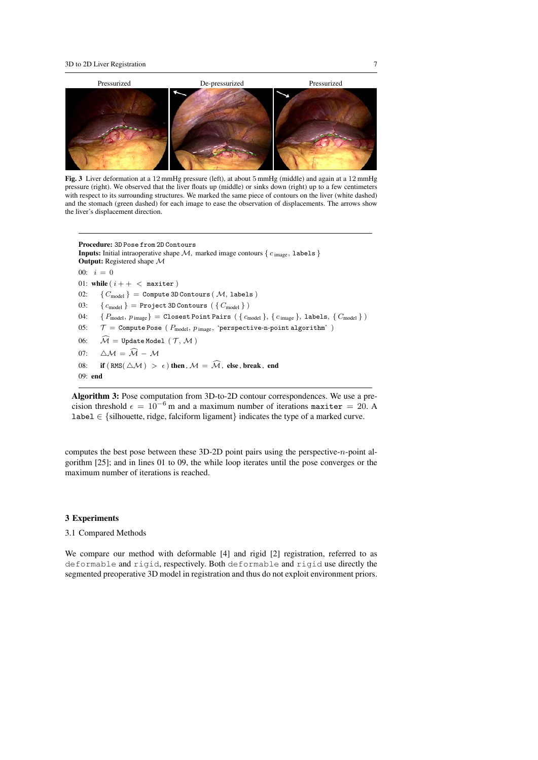Pressurized    De-pressurized    Pressurized

**Fig. 3** Liver deformation at a 12 mmHg pressure (left), at about 5 mmHg (middle) and again at a 12 mmHg pressure (right). We observed that the liver floats up (middle) or sinks down (right) up to a few centimeters with respect to its surrounding structures. We marked the same piece of contours on the liver (white dashed) and the stomach (green dashed) for each image to ease the observation of displacements. The arrows show the liver's displacement direction.

---

**Procedure:** `3D Pose from 2D Contours`
**Inputs:** Initial intraoperative shape $\mathcal{M}$, marked image contours $\{ c_{\text{image}}, \texttt{labels} \}$
**Output:** Registered shape $\mathcal{M}$

00: $i = 0$
01: **while** ( $i++ < \texttt{maxiter}$ )
02: $\{ C_{\text{model}} \} =$ `Compute 3D Contours` ( $\mathcal{M}$, `labels` )
03: $\{ c_{\text{model}} \} =$ `Project 3D Contours` ( $\{ C_{\text{model}} \}$ )
04: $\{ P_{\text{model}}, p_{\text{image}} \} =$ `Closest Point Pairs` ( $\{ c_{\text{model}} \}$, $\{ c_{\text{image}} \}$, `labels`, $\{ C_{\text{model}} \}$ )
05: $\mathcal{T} =$ `Compute Pose` ( $P_{\text{model}}$, $p_{\text{image}}$, `'perspective-n-point algorithm'` )
06: $\widehat{\mathcal{M}} =$ `Update Model` ( $\mathcal{T}$, $\mathcal{M}$ )
07: $\triangle\mathcal{M} = \widehat{\mathcal{M}} - \mathcal{M}$
08: **if** ( `RMS`( $\triangle\mathcal{M}$ ) $> \epsilon$ ) **then** , $\mathcal{M} = \widehat{\mathcal{M}}$, **else** , **break** , **end**
09: **end**

---

**Algorithm 3:** Pose computation from 3D-to-2D contour correspondences. We use a precision threshold $\epsilon = 10^{-6}$ m and a maximum number of iterations `maxiter` $= 20$. A `label` $\in$ {silhouette, ridge, falciform ligament} indicates the type of a marked curve.

computes the best pose between these 3D-2D point pairs using the perspective-$n$-point algorithm [25]; and in lines 01 to 09, the while loop iterates until the pose converges or the maximum number of iterations is reached.

## 3 Experiments

### 3.1 Compared Methods

We compare our method with deformable [4] and rigid [2] registration, referred to as `deformable` and `rigid`, respectively. Both `deformable` and `rigid` use directly the segmented preoperative 3D model in registration and thus do not exploit environment priors.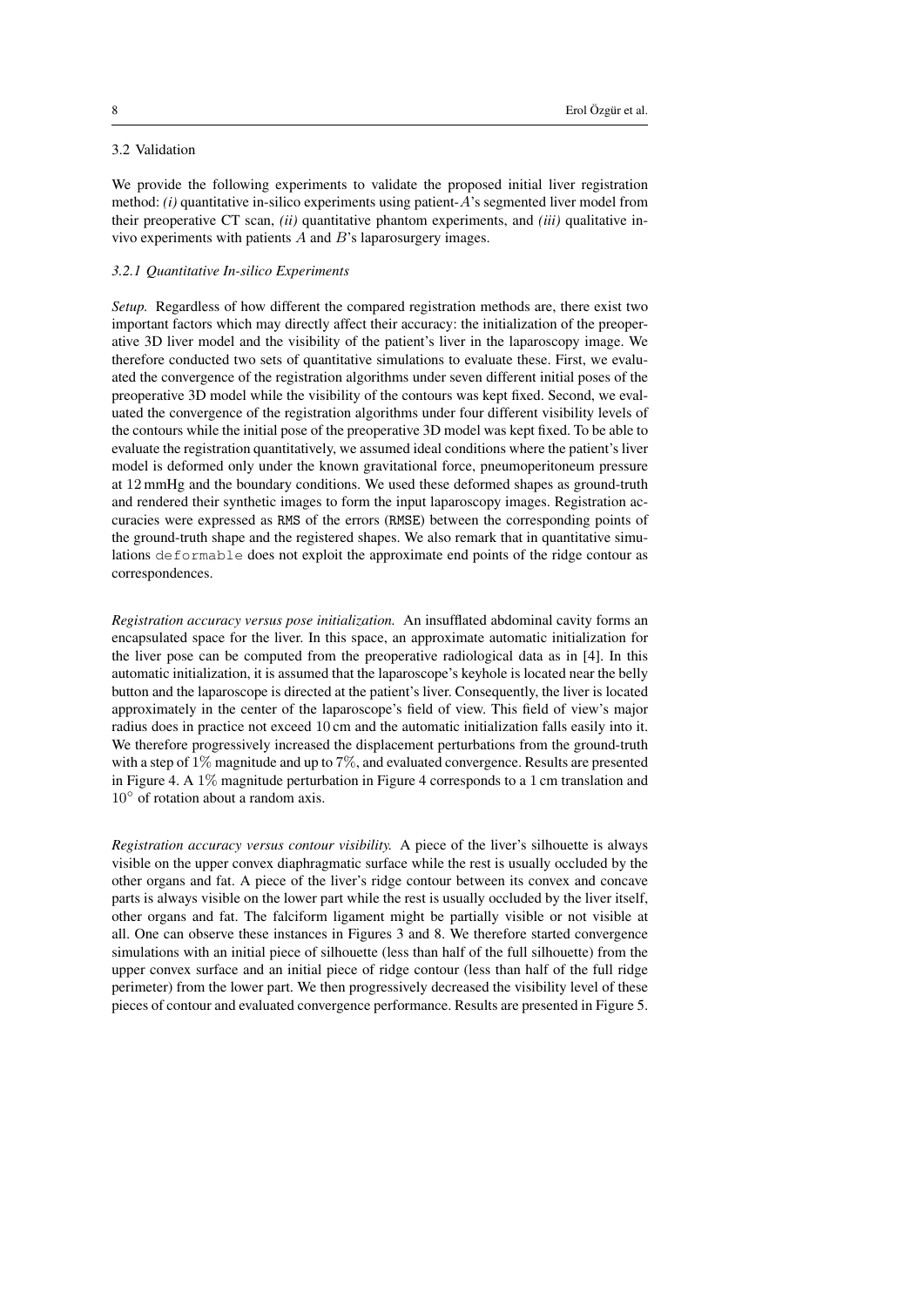### 3.2 Validation

We provide the following experiments to validate the proposed initial liver registration method: *(i)* quantitative in-silico experiments using patient-$A$'s segmented liver model from their preoperative CT scan, *(ii)* quantitative phantom experiments, and *(iii)* qualitative in-vivo experiments with patients $A$ and $B$'s laparosurgery images.

#### *3.2.1 Quantitative In-silico Experiments*

*Setup.* Regardless of how different the compared registration methods are, there exist two important factors which may directly affect their accuracy: the initialization of the preoperative 3D liver model and the visibility of the patient's liver in the laparoscopy image. We therefore conducted two sets of quantitative simulations to evaluate these. First, we evaluated the convergence of the registration algorithms under seven different initial poses of the preoperative 3D model while the visibility of the contours was kept fixed. Second, we evaluated the convergence of the registration algorithms under four different visibility levels of the contours while the initial pose of the preoperative 3D model was kept fixed. To be able to evaluate the registration quantitatively, we assumed ideal conditions where the patient's liver model is deformed only under the known gravitational force, pneumoperitoneum pressure at 12 mmHg and the boundary conditions. We used these deformed shapes as ground-truth and rendered their synthetic images to form the input laparoscopy images. Registration accuracies were expressed as RMS of the errors (RMSE) between the corresponding points of the ground-truth shape and the registered shapes. We also remark that in quantitative simulations `deformable` does not exploit the approximate end points of the ridge contour as correspondences.

*Registration accuracy versus pose initialization.* An insufflated abdominal cavity forms an encapsulated space for the liver. In this space, an approximate automatic initialization for the liver pose can be computed from the preoperative radiological data as in [4]. In this automatic initialization, it is assumed that the laparoscope's keyhole is located near the belly button and the laparoscope is directed at the patient's liver. Consequently, the liver is located approximately in the center of the laparoscope's field of view. This field of view's major radius does in practice not exceed 10 cm and the automatic initialization falls easily into it. We therefore progressively increased the displacement perturbations from the ground-truth with a step of $1\%$ magnitude and up to $7\%$, and evaluated convergence. Results are presented in Figure 4. A $1\%$ magnitude perturbation in Figure 4 corresponds to a 1 cm translation and $10^\circ$ of rotation about a random axis.

*Registration accuracy versus contour visibility.* A piece of the liver's silhouette is always visible on the upper convex diaphragmatic surface while the rest is usually occluded by the other organs and fat. A piece of the liver's ridge contour between its convex and concave parts is always visible on the lower part while the rest is usually occluded by the liver itself, other organs and fat. The falciform ligament might be partially visible or not visible at all. One can observe these instances in Figures 3 and 8. We therefore started convergence simulations with an initial piece of silhouette (less than half of the full silhouette) from the upper convex surface and an initial piece of ridge contour (less than half of the full ridge perimeter) from the lower part. We then progressively decreased the visibility level of these pieces of contour and evaluated convergence performance. Results are presented in Figure 5.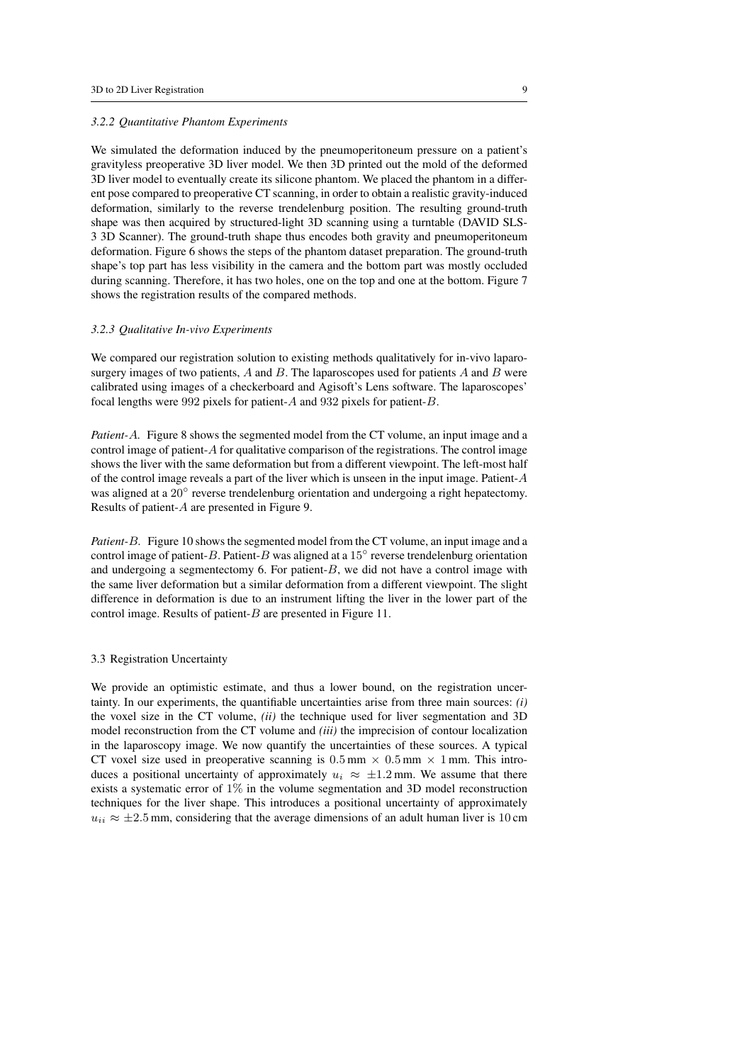#### *3.2.2 Quantitative Phantom Experiments*

We simulated the deformation induced by the pneumoperitoneum pressure on a patient's gravityless preoperative 3D liver model. We then 3D printed out the mold of the deformed 3D liver model to eventually create its silicone phantom. We placed the phantom in a different pose compared to preoperative CT scanning, in order to obtain a realistic gravity-induced deformation, similarly to the reverse trendelenburg position. The resulting ground-truth shape was then acquired by structured-light 3D scanning using a turntable (DAVID SLS-3 3D Scanner). The ground-truth shape thus encodes both gravity and pneumoperitoneum deformation. Figure 6 shows the steps of the phantom dataset preparation. The ground-truth shape's top part has less visibility in the camera and the bottom part was mostly occluded during scanning. Therefore, it has two holes, one on the top and one at the bottom. Figure 7 shows the registration results of the compared methods.

#### *3.2.3 Qualitative In-vivo Experiments*

We compared our registration solution to existing methods qualitatively for in-vivo laparosurgery images of two patients, $A$ and $B$. The laparoscopes used for patients $A$ and $B$ were calibrated using images of a checkerboard and Agisoft's Lens software. The laparoscopes' focal lengths were $992$ pixels for patient-$A$ and $932$ pixels for patient-$B$.

*Patient-$A$.* Figure 8 shows the segmented model from the CT volume, an input image and a control image of patient-$A$ for qualitative comparison of the registrations. The control image shows the liver with the same deformation but from a different viewpoint. The left-most half of the control image reveals a part of the liver which is unseen in the input image. Patient-$A$ was aligned at a $20^\circ$ reverse trendelenburg orientation and undergoing a right hepatectomy. Results of patient-$A$ are presented in Figure 9.

*Patient-$B$.* Figure 10 shows the segmented model from the CT volume, an input image and a control image of patient-$B$. Patient-$B$ was aligned at a $15^\circ$ reverse trendelenburg orientation and undergoing a segmentectomy 6. For patient-$B$, we did not have a control image with the same liver deformation but a similar deformation from a different viewpoint. The slight difference in deformation is due to an instrument lifting the liver in the lower part of the control image. Results of patient-$B$ are presented in Figure 11.

### 3.3 Registration Uncertainty

We provide an optimistic estimate, and thus a lower bound, on the registration uncertainty. In our experiments, the quantifiable uncertainties arise from three main sources: *(i)* the voxel size in the CT volume, *(ii)* the technique used for liver segmentation and 3D model reconstruction from the CT volume and *(iii)* the imprecision of contour localization in the laparoscopy image. We now quantify the uncertainties of these sources. A typical CT voxel size used in preoperative scanning is $0.5\,\text{mm} \times 0.5\,\text{mm} \times 1\,\text{mm}$. This introduces a positional uncertainty of approximately $u_i \approx \pm 1.2\,\text{mm}$. We assume that there exists a systematic error of $1\%$ in the volume segmentation and 3D model reconstruction techniques for the liver shape. This introduces a positional uncertainty of approximately $u_{ii} \approx \pm 2.5\,\text{mm}$, considering that the average dimensions of an adult human liver is $10\,\text{cm}$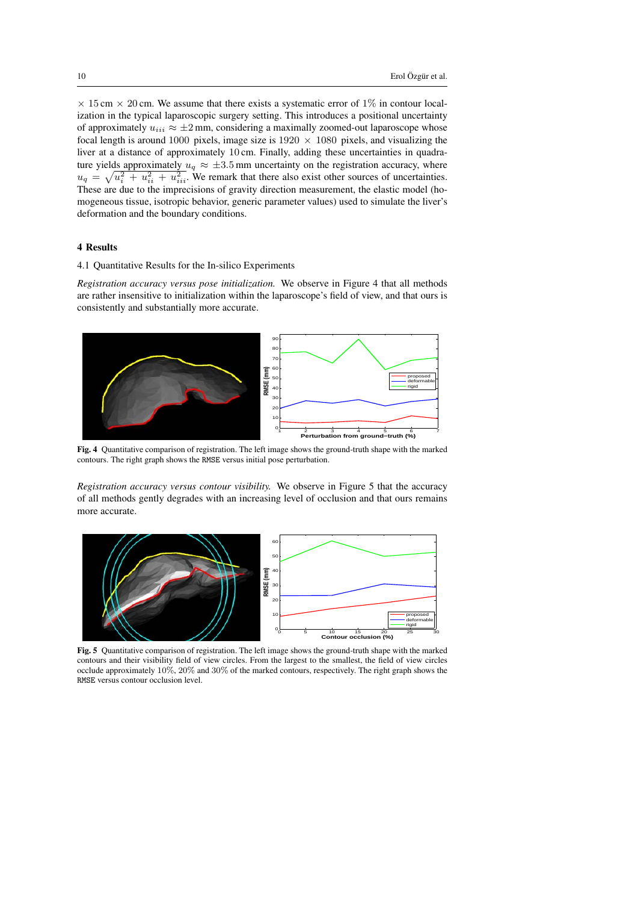$\times$ 15 cm $\times$ 20 cm. We assume that there exists a systematic error of 1% in contour localization in the typical laparoscopic surgery setting. This introduces a positional uncertainty of approximately $u_{iii} \approx \pm 2$ mm, considering a maximally zoomed-out laparoscope whose focal length is around 1000 pixels, image size is 1920 $\times$ 1080 pixels, and visualizing the liver at a distance of approximately 10 cm. Finally, adding these uncertainties in quadrature yields approximately $u_q \approx \pm 3.5$ mm uncertainty on the registration accuracy, where $u_q = \sqrt{u_i^2 + u_{ii}^2 + u_{iii}^2}$. We remark that there also exist other sources of uncertainties. These are due to the imprecisions of gravity direction measurement, the elastic model (homogeneous tissue, isotropic behavior, generic parameter values) used to simulate the liver's deformation and the boundary conditions.

## 4 Results

### 4.1 Quantitative Results for the In-silico Experiments

*Registration accuracy versus pose initialization.* We observe in Figure 4 that all methods are rather insensitive to initialization within the laparoscope's field of view, and that ours is consistently and substantially more accurate.

**Fig. 4** Quantitative comparison of registration. The left image shows the ground-truth shape with the marked contours. The right graph shows the RMSE versus initial pose perturbation.

*Registration accuracy versus contour visibility.* We observe in Figure 5 that the accuracy of all methods gently degrades with an increasing level of occlusion and that ours remains more accurate.

**Fig. 5** Quantitative comparison of registration. The left image shows the ground-truth shape with the marked contours and their visibility field of view circles. From the largest to the smallest, the field of view circles occlude approximately 10%, 20% and 30% of the marked contours, respectively. The right graph shows the RMSE versus contour occlusion level.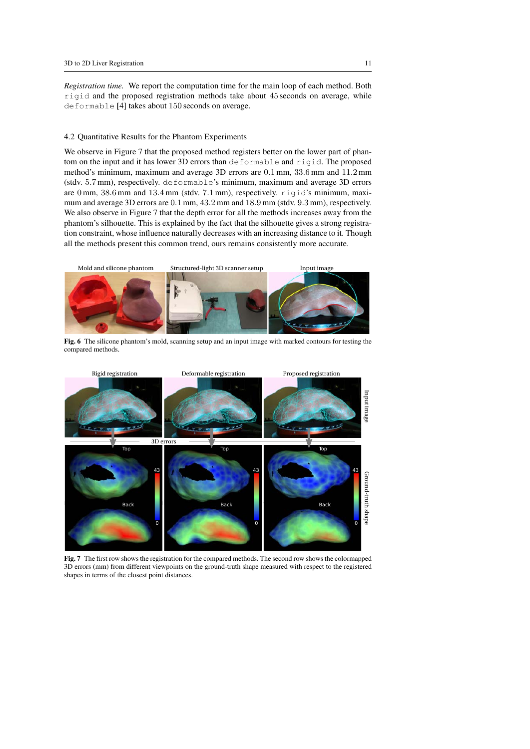*Registration time.* We report the computation time for the main loop of each method. Both `rigid` and the proposed registration methods take about 45 seconds on average, while `deformable` [4] takes about 150 seconds on average.

### 4.2 Quantitative Results for the Phantom Experiments

We observe in Figure 7 that the proposed method registers better on the lower part of phantom on the input and it has lower 3D errors than `deformable` and `rigid`. The proposed method's minimum, maximum and average 3D errors are 0.1 mm, 33.6 mm and 11.2 mm (stdv. 5.7 mm), respectively. `deformable`'s minimum, maximum and average 3D errors are 0 mm, 38.6 mm and 13.4 mm (stdv. 7.1 mm), respectively. `rigid`'s minimum, maximum and average 3D errors are 0.1 mm, 43.2 mm and 18.9 mm (stdv. 9.3 mm), respectively. We also observe in Figure 7 that the depth error for all the methods increases away from the phantom's silhouette. This is explained by the fact that the silhouette gives a strong registration constraint, whose influence naturally decreases with an increasing distance to it. Though all the methods present this common trend, ours remains consistently more accurate.

**Fig. 6** The silicone phantom's mold, scanning setup and an input image with marked contours for testing the compared methods.

**Fig. 7** The first row shows the registration for the compared methods. The second row shows the colormapped 3D errors (mm) from different viewpoints on the ground-truth shape measured with respect to the registered shapes in terms of the closest point distances.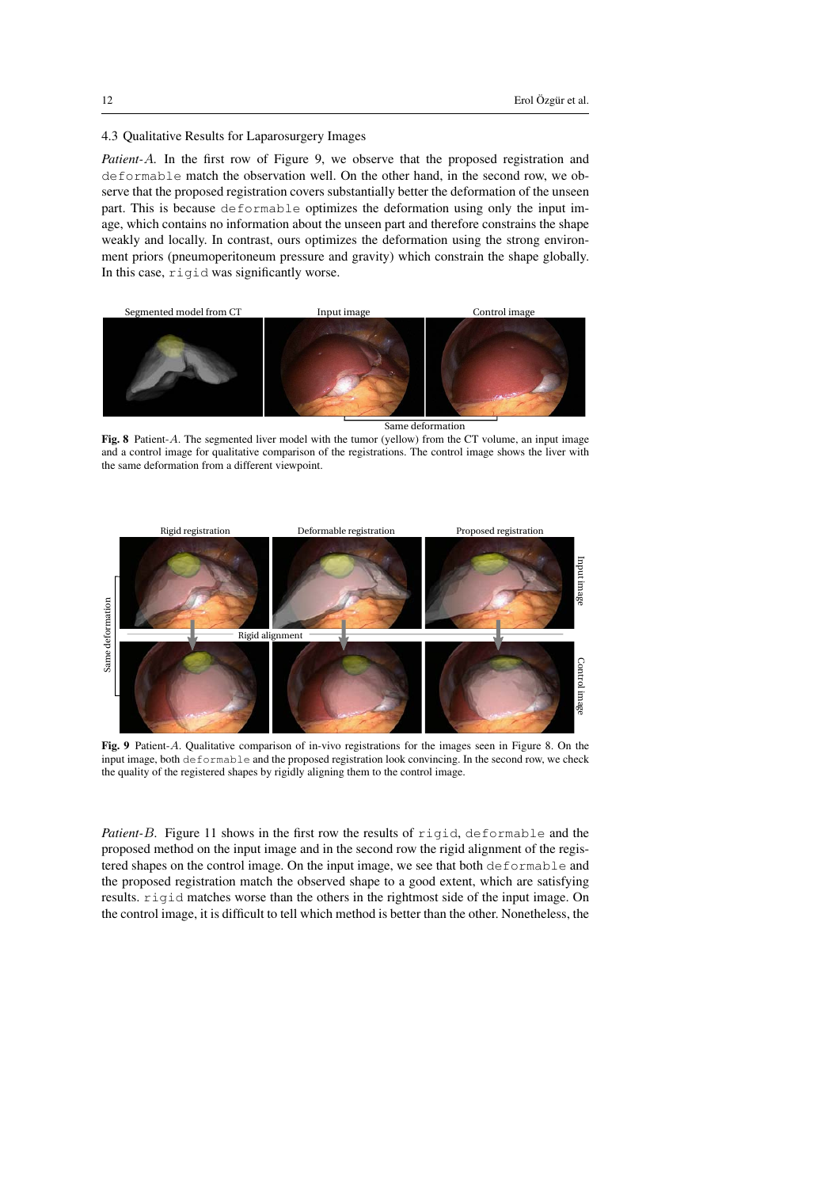### 4.3 Qualitative Results for Laparosurgery Images

*Patient-$A$.* In the first row of Figure 9, we observe that the proposed registration and `deformable` match the observation well. On the other hand, in the second row, we observe that the proposed registration covers substantially better the deformation of the unseen part. This is because `deformable` optimizes the deformation using only the input image, which contains no information about the unseen part and therefore constrains the shape weakly and locally. In contrast, ours optimizes the deformation using the strong environment priors (pneumoperitoneum pressure and gravity) which constrain the shape globally. In this case, `rigid` was significantly worse.

**Fig. 8** Patient-$A$. The segmented liver model with the tumor (yellow) from the CT volume, an input image and a control image for qualitative comparison of the registrations. The control image shows the liver with the same deformation from a different viewpoint.

**Fig. 9** Patient-$A$. Qualitative comparison of in-vivo registrations for the images seen in Figure 8. On the input image, both `deformable` and the proposed registration look convincing. In the second row, we check the quality of the registered shapes by rigidly aligning them to the control image.

*Patient-$B$.* Figure 11 shows in the first row the results of `rigid`, `deformable` and the proposed method on the input image and in the second row the rigid alignment of the registered shapes on the control image. On the input image, we see that both `deformable` and the proposed registration match the observed shape to a good extent, which are satisfying results. `rigid` matches worse than the others in the rightmost side of the input image. On the control image, it is difficult to tell which method is better than the other. Nonetheless, the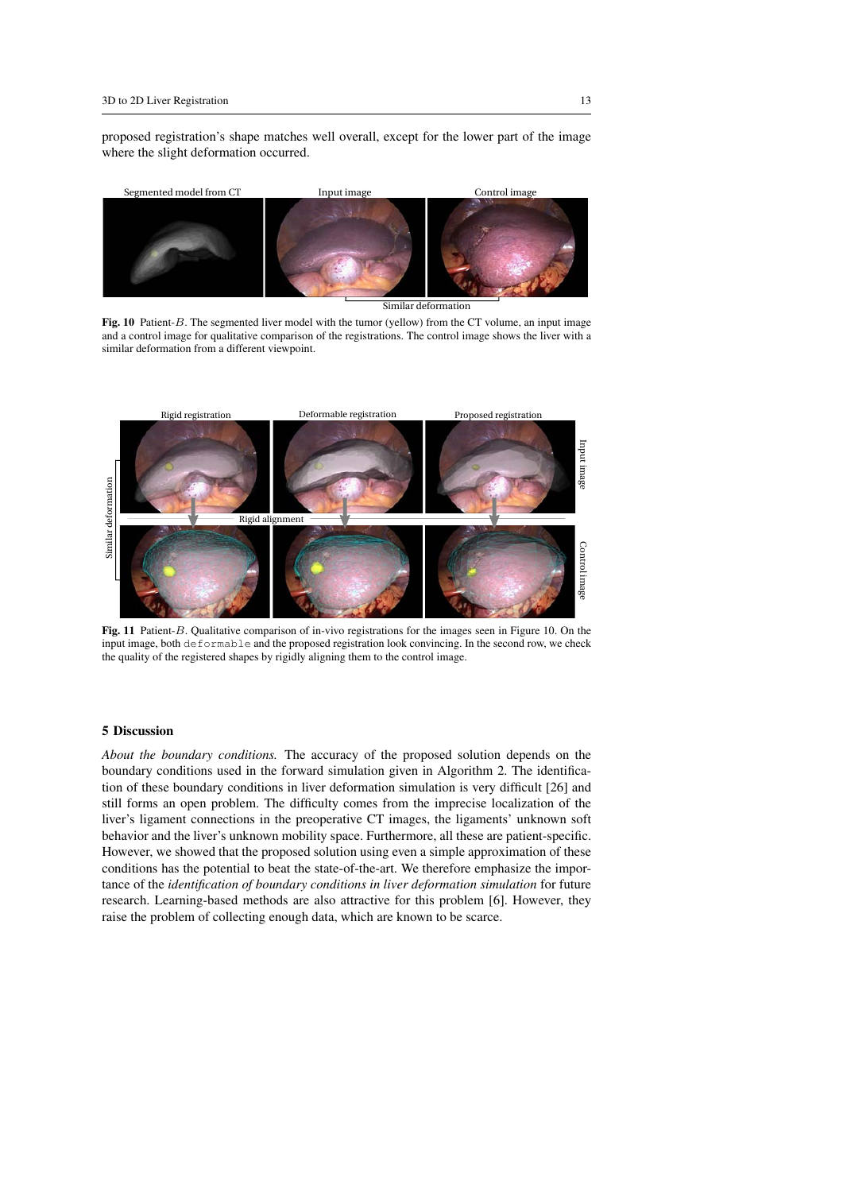proposed registration's shape matches well overall, except for the lower part of the image where the slight deformation occurred.

**Fig. 10** Patient-$B$. The segmented liver model with the tumor (yellow) from the CT volume, an input image and a control image for qualitative comparison of the registrations. The control image shows the liver with a similar deformation from a different viewpoint.

**Fig. 11** Patient-$B$. Qualitative comparison of in-vivo registrations for the images seen in Figure 10. On the input image, both `deformable` and the proposed registration look convincing. In the second row, we check the quality of the registered shapes by rigidly aligning them to the control image.

## 5 Discussion

*About the boundary conditions.* The accuracy of the proposed solution depends on the boundary conditions used in the forward simulation given in Algorithm 2. The identification of these boundary conditions in liver deformation simulation is very difficult [26] and still forms an open problem. The difficulty comes from the imprecise localization of the liver's ligament connections in the preoperative CT images, the ligaments' unknown soft behavior and the liver's unknown mobility space. Furthermore, all these are patient-specific. However, we showed that the proposed solution using even a simple approximation of these conditions has the potential to beat the state-of-the-art. We therefore emphasize the importance of the *identification of boundary conditions in liver deformation simulation* for future research. Learning-based methods are also attractive for this problem [6]. However, they raise the problem of collecting enough data, which are known to be scarce.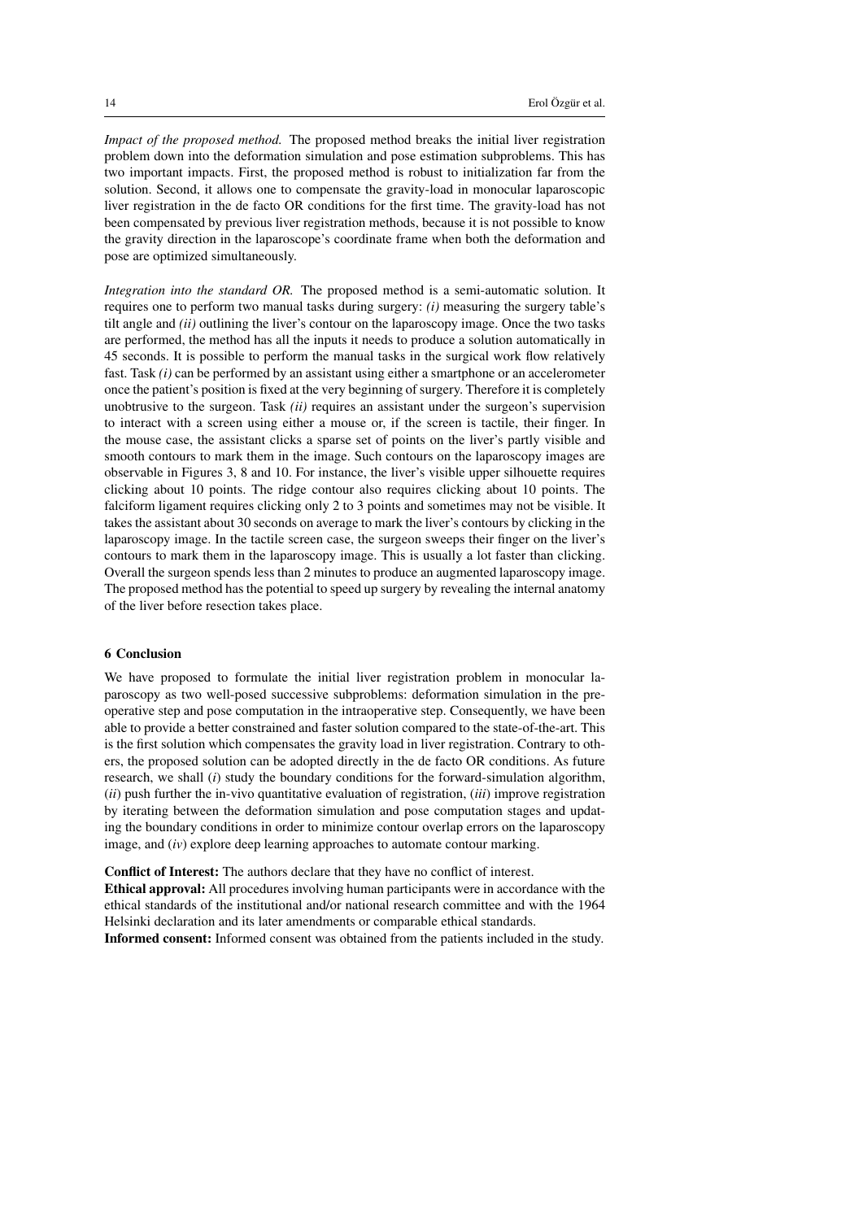*Impact of the proposed method.* The proposed method breaks the initial liver registration problem down into the deformation simulation and pose estimation subproblems. This has two important impacts. First, the proposed method is robust to initialization far from the solution. Second, it allows one to compensate the gravity-load in monocular laparoscopic liver registration in the de facto OR conditions for the first time. The gravity-load has not been compensated by previous liver registration methods, because it is not possible to know the gravity direction in the laparoscope's coordinate frame when both the deformation and pose are optimized simultaneously.

*Integration into the standard OR.* The proposed method is a semi-automatic solution. It requires one to perform two manual tasks during surgery: *(i)* measuring the surgery table's tilt angle and *(ii)* outlining the liver's contour on the laparoscopy image. Once the two tasks are performed, the method has all the inputs it needs to produce a solution automatically in 45 seconds. It is possible to perform the manual tasks in the surgical work flow relatively fast. Task *(i)* can be performed by an assistant using either a smartphone or an accelerometer once the patient's position is fixed at the very beginning of surgery. Therefore it is completely unobtrusive to the surgeon. Task *(ii)* requires an assistant under the surgeon's supervision to interact with a screen using either a mouse or, if the screen is tactile, their finger. In the mouse case, the assistant clicks a sparse set of points on the liver's partly visible and smooth contours to mark them in the image. Such contours on the laparoscopy images are observable in Figures 3, 8 and 10. For instance, the liver's visible upper silhouette requires clicking about 10 points. The ridge contour also requires clicking about 10 points. The falciform ligament requires clicking only 2 to 3 points and sometimes may not be visible. It takes the assistant about 30 seconds on average to mark the liver's contours by clicking in the laparoscopy image. In the tactile screen case, the surgeon sweeps their finger on the liver's contours to mark them in the laparoscopy image. This is usually a lot faster than clicking. Overall the surgeon spends less than 2 minutes to produce an augmented laparoscopy image. The proposed method has the potential to speed up surgery by revealing the internal anatomy of the liver before resection takes place.

## 6 Conclusion

We have proposed to formulate the initial liver registration problem in monocular laparoscopy as two well-posed successive subproblems: deformation simulation in the preoperative step and pose computation in the intraoperative step. Consequently, we have been able to provide a better constrained and faster solution compared to the state-of-the-art. This is the first solution which compensates the gravity load in liver registration. Contrary to others, the proposed solution can be adopted directly in the de facto OR conditions. As future research, we shall (*i*) study the boundary conditions for the forward-simulation algorithm, (*ii*) push further the in-vivo quantitative evaluation of registration, (*iii*) improve registration by iterating between the deformation simulation and pose computation stages and updating the boundary conditions in order to minimize contour overlap errors on the laparoscopy image, and (*iv*) explore deep learning approaches to automate contour marking.

**Conflict of Interest:** The authors declare that they have no conflict of interest.
**Ethical approval:** All procedures involving human participants were in accordance with the ethical standards of the institutional and/or national research committee and with the 1964 Helsinki declaration and its later amendments or comparable ethical standards.
**Informed consent:** Informed consent was obtained from the patients included in the study.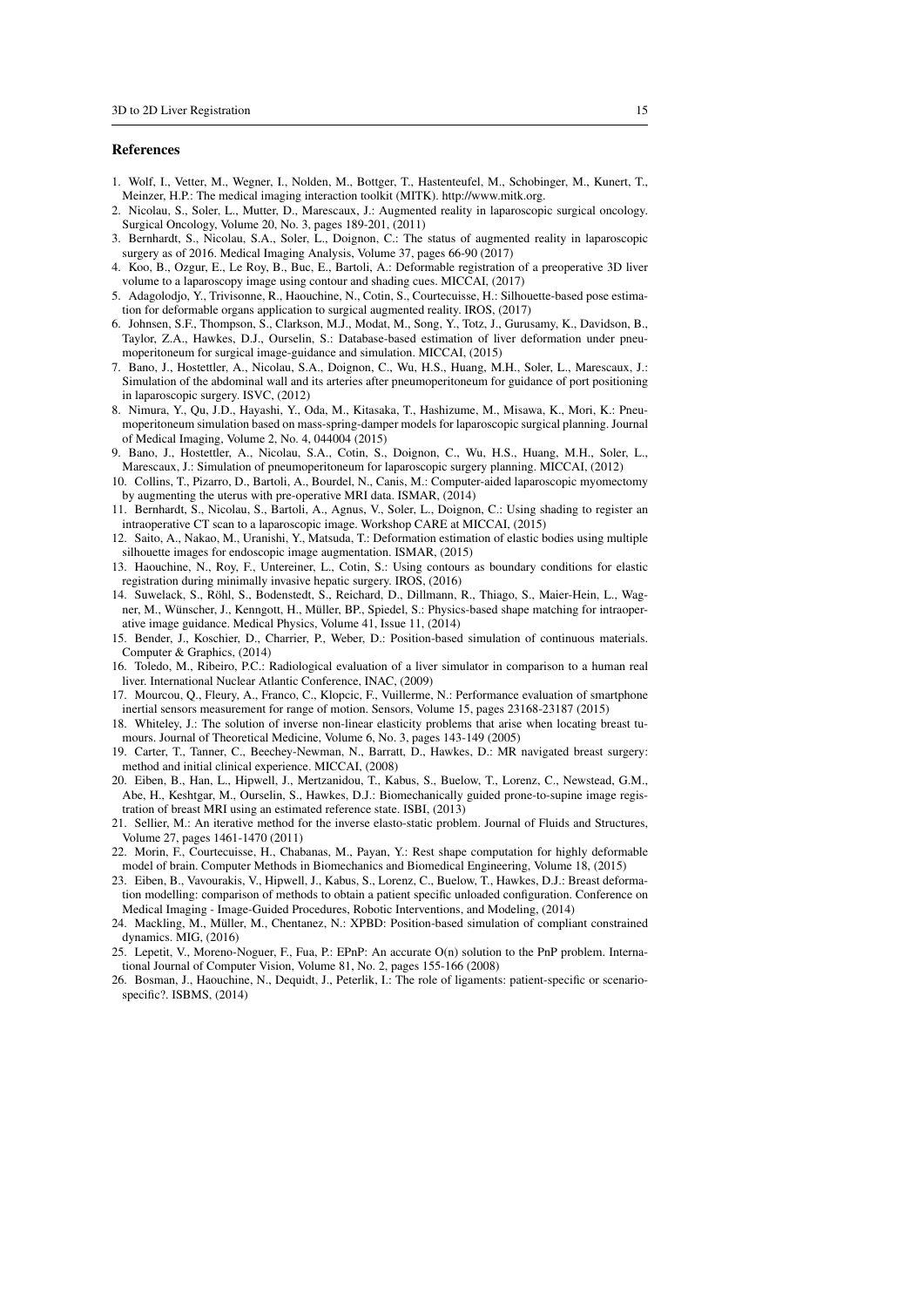## References

1. Wolf, I., Vetter, M., Wegner, I., Nolden, M., Bottger, T., Hastenteufel, M., Schobinger, M., Kunert, T., Meinzer, H.P.: The medical imaging interaction toolkit (MITK). http://www.mitk.org.
2. Nicolau, S., Soler, L., Mutter, D., Marescaux, J.: Augmented reality in laparoscopic surgical oncology. Surgical Oncology, Volume 20, No. 3, pages 189-201, (2011)
3. Bernhardt, S., Nicolau, S.A., Soler, L., Doignon, C.: The status of augmented reality in laparoscopic surgery as of 2016. Medical Imaging Analysis, Volume 37, pages 66-90 (2017)
4. Koo, B., Ozgur, E., Le Roy, B., Buc, E., Bartoli, A.: Deformable registration of a preoperative 3D liver volume to a laparoscopy image using contour and shading cues. MICCAI, (2017)
5. Adagolodjo, Y., Trivisonne, R., Haouchine, N., Cotin, S., Courtecuisse, H.: Silhouette-based pose estimation for deformable organs application to surgical augmented reality. IROS, (2017)
6. Johnsen, S.F., Thompson, S., Clarkson, M.J., Modat, M., Song, Y., Totz, J., Gurusamy, K., Davidson, B., Taylor, Z.A., Hawkes, D.J., Ourselin, S.: Database-based estimation of liver deformation under pneumoperitoneum for surgical image-guidance and simulation. MICCAI, (2015)
7. Bano, J., Hostettler, A., Nicolau, S.A., Doignon, C., Wu, H.S., Huang, M.H., Soler, L., Marescaux, J.: Simulation of the abdominal wall and its arteries after pneumoperitoneum for guidance of port positioning in laparoscopic surgery. ISVC, (2012)
8. Nimura, Y., Qu, J.D., Hayashi, Y., Oda, M., Kitasaka, T., Hashizume, M., Misawa, K., Mori, K.: Pneumoperitoneum simulation based on mass-spring-damper models for laparoscopic surgical planning. Journal of Medical Imaging, Volume 2, No. 4, 044004 (2015)
9. Bano, J., Hostettler, A., Nicolau, S.A., Cotin, S., Doignon, C., Wu, H.S., Huang, M.H., Soler, L., Marescaux, J.: Simulation of pneumoperitoneum for laparoscopic surgery planning. MICCAI, (2012)
10. Collins, T., Pizarro, D., Bartoli, A., Bourdel, N., Canis, M.: Computer-aided laparoscopic myomectomy by augmenting the uterus with pre-operative MRI data. ISMAR, (2014)
11. Bernhardt, S., Nicolau, S., Bartoli, A., Agnus, V., Soler, L., Doignon, C.: Using shading to register an intraoperative CT scan to a laparoscopic image. Workshop CARE at MICCAI, (2015)
12. Saito, A., Nakao, M., Uranishi, Y., Matsuda, T.: Deformation estimation of elastic bodies using multiple silhouette images for endoscopic image augmentation. ISMAR, (2015)
13. Haouchine, N., Roy, F., Untereiner, L., Cotin, S.: Using contours as boundary conditions for elastic registration during minimally invasive hepatic surgery. IROS, (2016)
14. Suwelack, S., Röhl, S., Bodenstedt, S., Reichard, D., Dillmann, R., Thiago, S., Maier-Hein, L., Wagner, M., Wünscher, J., Kenngott, H., Müller, BP., Spiedel, S.: Physics-based shape matching for intraoperative image guidance. Medical Physics, Volume 41, Issue 11, (2014)
15. Bender, J., Koschier, D., Charrier, P., Weber, D.: Position-based simulation of continuous materials. Computer & Graphics, (2014)
16. Toledo, M., Ribeiro, P.C.: Radiological evaluation of a liver simulator in comparison to a human real liver. International Nuclear Atlantic Conference, INAC, (2009)
17. Mourcou, Q., Fleury, A., Franco, C., Klopcic, F., Vuillerme, N.: Performance evaluation of smartphone inertial sensors measurement for range of motion. Sensors, Volume 15, pages 23168-23187 (2015)
18. Whiteley, J.: The solution of inverse non-linear elasticity problems that arise when locating breast tumours. Journal of Theoretical Medicine, Volume 6, No. 3, pages 143-149 (2005)
19. Carter, T., Tanner, C., Beechey-Newman, N., Barratt, D., Hawkes, D.: MR navigated breast surgery: method and initial clinical experience. MICCAI, (2008)
20. Eiben, B., Han, L., Hipwell, J., Mertzanidou, T., Kabus, S., Buelow, T., Lorenz, C., Newstead, G.M., Abe, H., Keshtgar, M., Ourselin, S., Hawkes, D.J.: Biomechanically guided prone-to-supine image registration of breast MRI using an estimated reference state. ISBI, (2013)
21. Sellier, M.: An iterative method for the inverse elasto-static problem. Journal of Fluids and Structures, Volume 27, pages 1461-1470 (2011)
22. Morin, F., Courtecuisse, H., Chabanas, M., Payan, Y.: Rest shape computation for highly deformable model of brain. Computer Methods in Biomechanics and Biomedical Engineering, Volume 18, (2015)
23. Eiben, B., Vavourakis, V., Hipwell, J., Kabus, S., Lorenz, C., Buelow, T., Hawkes, D.J.: Breast deformation modelling: comparison of methods to obtain a patient specific unloaded configuration. Conference on Medical Imaging - Image-Guided Procedures, Robotic Interventions, and Modeling, (2014)
24. Mackling, M., Müller, M., Chentanez, N.: XPBD: Position-based simulation of compliant constrained dynamics. MIG, (2016)
25. Lepetit, V., Moreno-Noguer, F., Fua, P.: EPnP: An accurate O(n) solution to the PnP problem. International Journal of Computer Vision, Volume 81, No. 2, pages 155-166 (2008)
26. Bosman, J., Haouchine, N., Dequidt, J., Peterlik, I.: The role of ligaments: patient-specific or scenario-specific?. ISBMS, (2014)